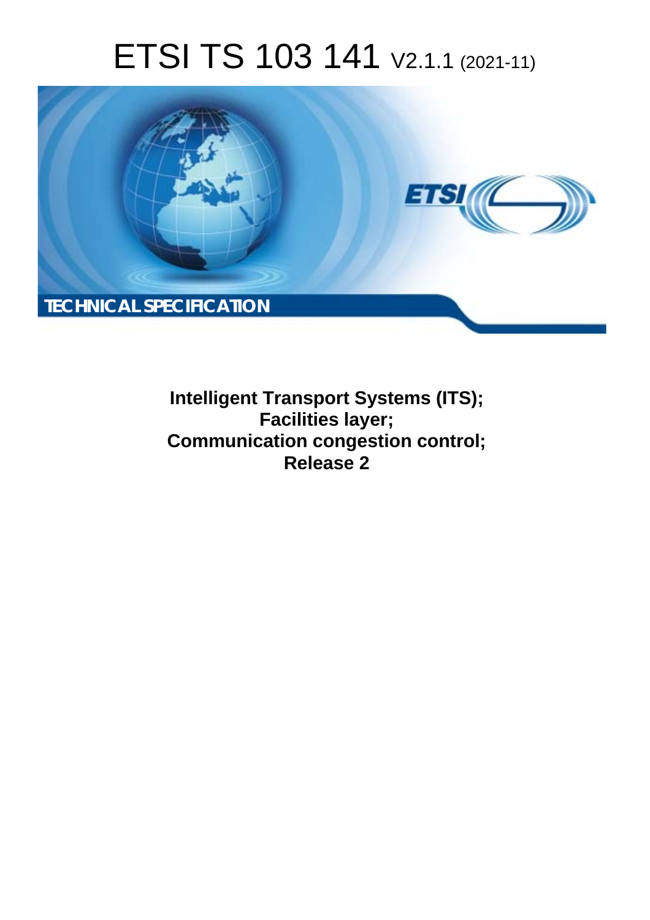# ETSI TS 103 141 V2.1.1 (2021-11)

TECHNICAL SPECIFICATION

**Intelligent Transport Systems (ITS);**
**Facilities layer;**
**Communication congestion control;**
**Release 2**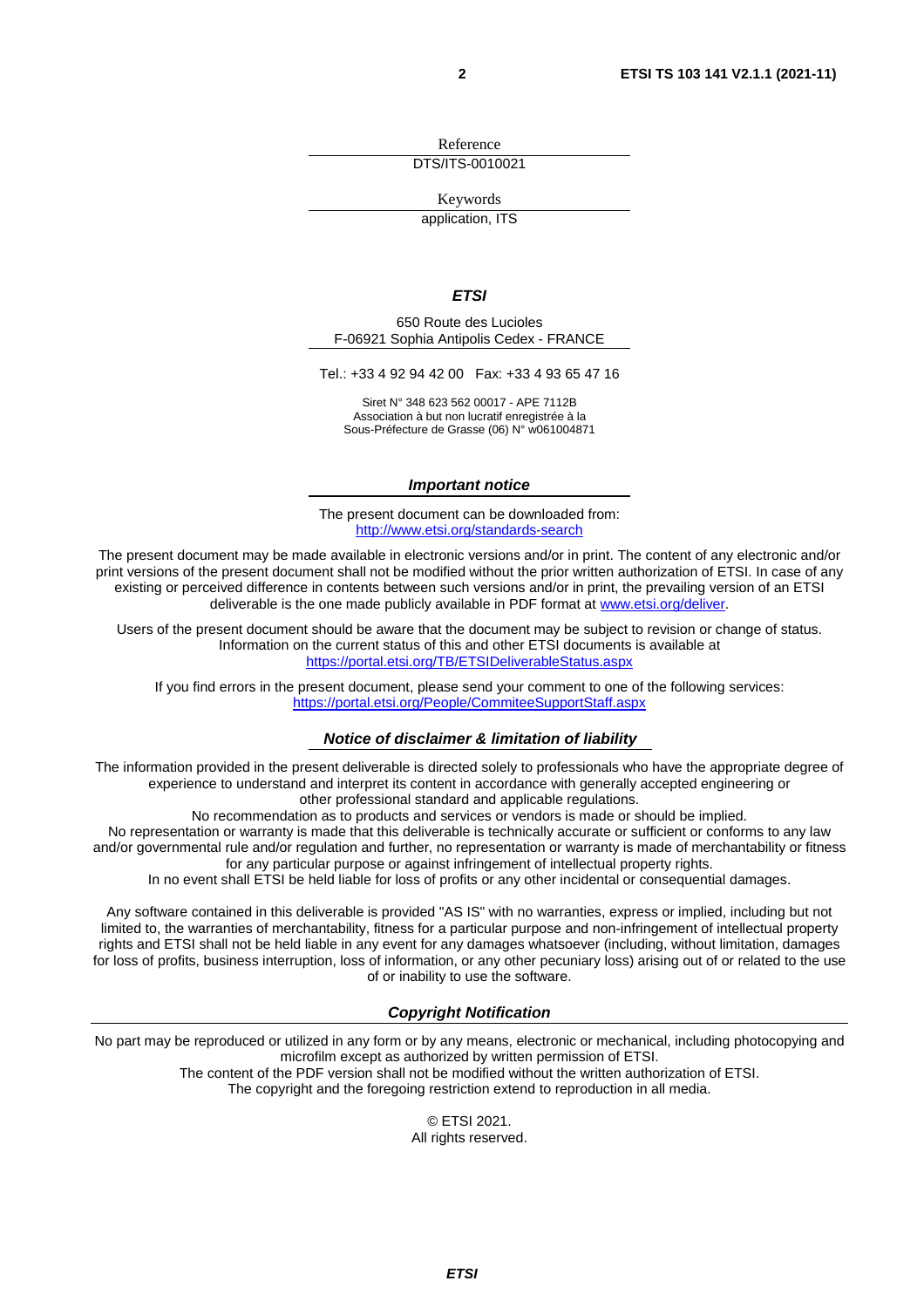Reference

DTS/ITS-0010021

Keywords

application, ITS

***ETSI***

650 Route des Lucioles
F-06921 Sophia Antipolis Cedex - FRANCE

Tel.: +33 4 92 94 42 00 Fax: +33 4 93 65 47 16

Siret N° 348 623 562 00017 - APE 7112B
Association à but non lucratif enregistrée à la
Sous-Préfecture de Grasse (06) N° w061004871

***Important notice***

The present document can be downloaded from:
[http://www.etsi.org/standards-search](http://www.etsi.org/standards-search)

The present document may be made available in electronic versions and/or in print. The content of any electronic and/or print versions of the present document shall not be modified without the prior written authorization of ETSI. In case of any existing or perceived difference in contents between such versions and/or in print, the prevailing version of an ETSI deliverable is the one made publicly available in PDF format at [www.etsi.org/deliver](www.etsi.org/deliver).

Users of the present document should be aware that the document may be subject to revision or change of status. Information on the current status of this and other ETSI documents is available at
[https://portal.etsi.org/TB/ETSIDeliverableStatus.aspx](https://portal.etsi.org/TB/ETSIDeliverableStatus.aspx)

If you find errors in the present document, please send your comment to one of the following services:
[https://portal.etsi.org/People/CommiteeSupportStaff.aspx](https://portal.etsi.org/People/CommiteeSupportStaff.aspx)

***Notice of disclaimer & limitation of liability***

The information provided in the present deliverable is directed solely to professionals who have the appropriate degree of experience to understand and interpret its content in accordance with generally accepted engineering or other professional standard and applicable regulations.
No recommendation as to products and services or vendors is made or should be implied.
No representation or warranty is made that this deliverable is technically accurate or sufficient or conforms to any law and/or governmental rule and/or regulation and further, no representation or warranty is made of merchantability or fitness for any particular purpose or against infringement of intellectual property rights.
In no event shall ETSI be held liable for loss of profits or any other incidental or consequential damages.

Any software contained in this deliverable is provided "AS IS" with no warranties, express or implied, including but not limited to, the warranties of merchantability, fitness for a particular purpose and non-infringement of intellectual property rights and ETSI shall not be held liable in any event for any damages whatsoever (including, without limitation, damages for loss of profits, business interruption, loss of information, or any other pecuniary loss) arising out of or related to the use of or inability to use the software.

***Copyright Notification***

No part may be reproduced or utilized in any form or by any means, electronic or mechanical, including photocopying and microfilm except as authorized by written permission of ETSI.
The content of the PDF version shall not be modified without the written authorization of ETSI.
The copyright and the foregoing restriction extend to reproduction in all media.

© ETSI 2021.
All rights reserved.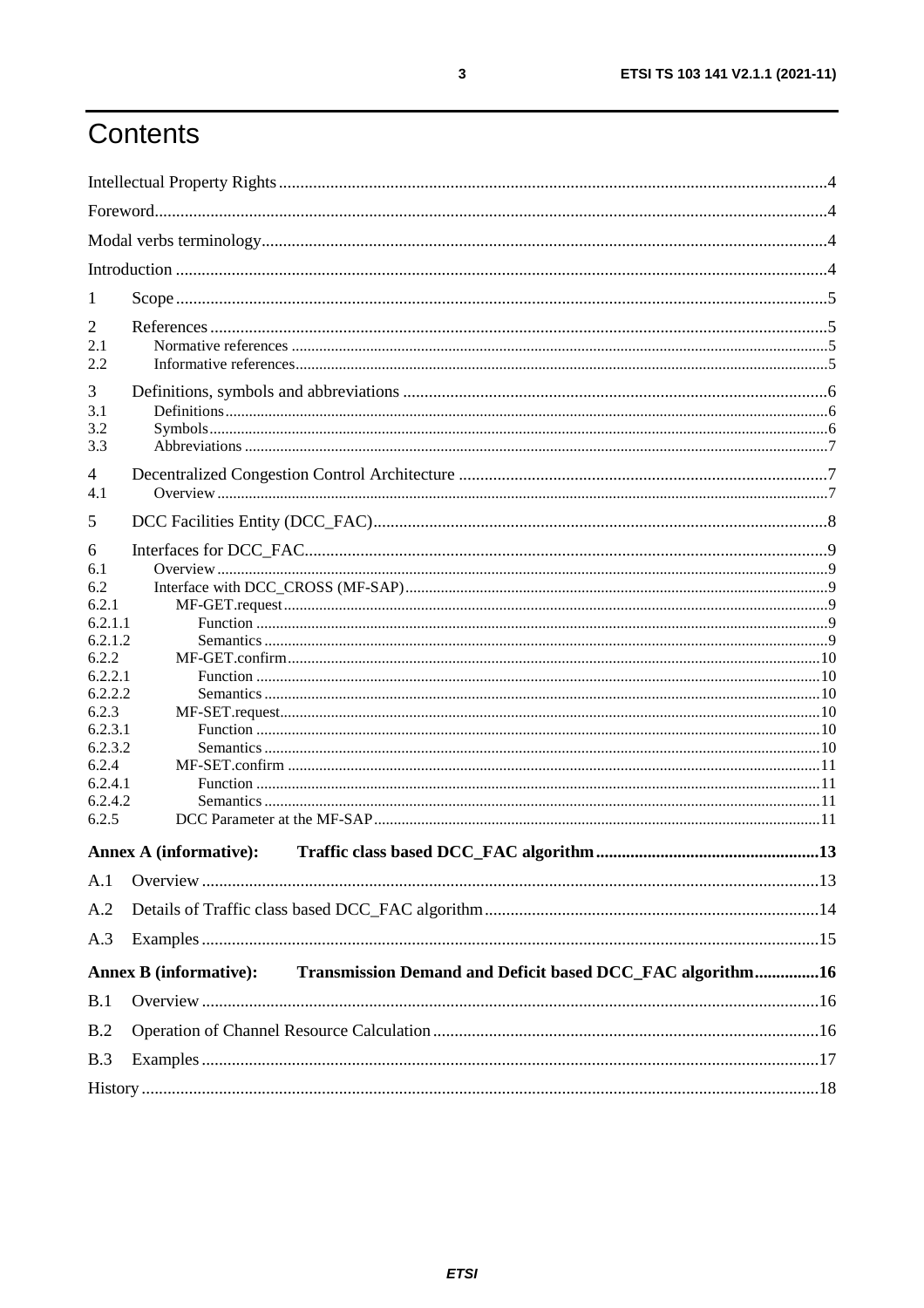# Contents

Intellectual Property Rights ........................................ 4

Foreword ........................................ 4

Modal verbs terminology ........................................ 4

Introduction ........................................ 4

1 Scope ........................................ 5

2 References ........................................ 5
- 2.1 Normative references ........................................ 5
- 2.2 Informative references ........................................ 5

3 Definitions, symbols and abbreviations ........................................ 6
- 3.1 Definitions ........................................ 6
- 3.2 Symbols ........................................ 6
- 3.3 Abbreviations ........................................ 7

4 Decentralized Congestion Control Architecture ........................................ 7
- 4.1 Overview ........................................ 7

5 DCC Facilities Entity (DCC_FAC) ........................................ 8

6 Interfaces for DCC_FAC ........................................ 9
- 6.1 Overview ........................................ 9
- 6.2 Interface with DCC_CROSS (MF-SAP) ........................................ 9
- 6.2.1 MF-GET.request ........................................ 9
- 6.2.1.1 Function ........................................ 9
- 6.2.1.2 Semantics ........................................ 9
- 6.2.2 MF-GET.confirm ........................................ 10
- 6.2.2.1 Function ........................................ 10
- 6.2.2.2 Semantics ........................................ 10
- 6.2.3 MF-SET.request ........................................ 10
- 6.2.3.1 Function ........................................ 10
- 6.2.3.2 Semantics ........................................ 10
- 6.2.4 MF-SET.confirm ........................................ 11
- 6.2.4.1 Function ........................................ 11
- 6.2.4.2 Semantics ........................................ 11
- 6.2.5 DCC Parameter at the MF-SAP ........................................ 11

**Annex A (informative): Traffic class based DCC_FAC algorithm ........................................ 13**

A.1 Overview ........................................ 13

A.2 Details of Traffic class based DCC_FAC algorithm ........................................ 14

A.3 Examples ........................................ 15

**Annex B (informative): Transmission Demand and Deficit based DCC_FAC algorithm ........................................ 16**

B.1 Overview ........................................ 16

B.2 Operation of Channel Resource Calculation ........................................ 16

B.3 Examples ........................................ 17

History ........................................ 18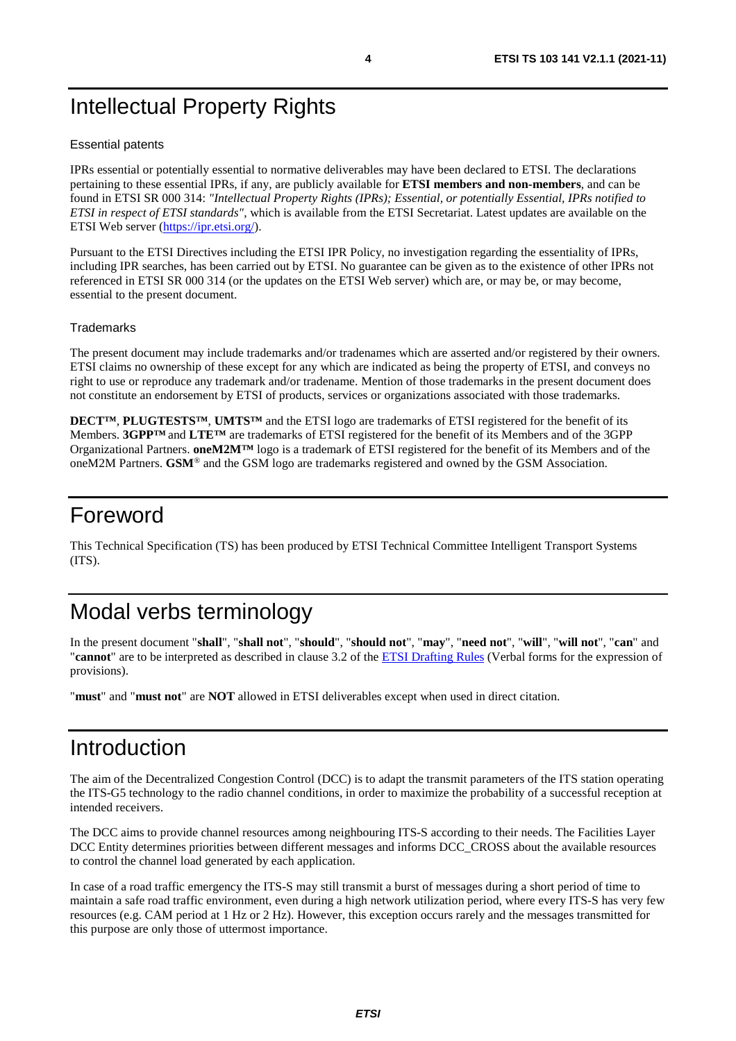# Intellectual Property Rights

Essential patents

IPRs essential or potentially essential to normative deliverables may have been declared to ETSI. The declarations pertaining to these essential IPRs, if any, are publicly available for **ETSI members and non-members**, and can be found in ETSI SR 000 314: *"Intellectual Property Rights (IPRs); Essential, or potentially Essential, IPRs notified to ETSI in respect of ETSI standards"*, which is available from the ETSI Secretariat. Latest updates are available on the ETSI Web server (https://ipr.etsi.org/).

Pursuant to the ETSI Directives including the ETSI IPR Policy, no investigation regarding the essentiality of IPRs, including IPR searches, has been carried out by ETSI. No guarantee can be given as to the existence of other IPRs not referenced in ETSI SR 000 314 (or the updates on the ETSI Web server) which are, or may be, or may become, essential to the present document.

Trademarks

The present document may include trademarks and/or tradenames which are asserted and/or registered by their owners. ETSI claims no ownership of these except for any which are indicated as being the property of ETSI, and conveys no right to use or reproduce any trademark and/or tradename. Mention of those trademarks in the present document does not constitute an endorsement by ETSI of products, services or organizations associated with those trademarks.

**DECT™**, **PLUGTESTS™**, **UMTS™** and the ETSI logo are trademarks of ETSI registered for the benefit of its Members. **3GPP™** and **LTE™** are trademarks of ETSI registered for the benefit of its Members and of the 3GPP Organizational Partners. **oneM2M™** logo is a trademark of ETSI registered for the benefit of its Members and of the oneM2M Partners. **GSM**® and the GSM logo are trademarks registered and owned by the GSM Association.

# Foreword

This Technical Specification (TS) has been produced by ETSI Technical Committee Intelligent Transport Systems (ITS).

# Modal verbs terminology

In the present document "**shall**", "**shall not**", "**should**", "**should not**", "**may**", "**need not**", "**will**", "**will not**", "**can**" and "**cannot**" are to be interpreted as described in clause 3.2 of the ETSI Drafting Rules (Verbal forms for the expression of provisions).

"**must**" and "**must not**" are **NOT** allowed in ETSI deliverables except when used in direct citation.

# Introduction

The aim of the Decentralized Congestion Control (DCC) is to adapt the transmit parameters of the ITS station operating the ITS-G5 technology to the radio channel conditions, in order to maximize the probability of a successful reception at intended receivers.

The DCC aims to provide channel resources among neighbouring ITS-S according to their needs. The Facilities Layer DCC Entity determines priorities between different messages and informs DCC_CROSS about the available resources to control the channel load generated by each application.

In case of a road traffic emergency the ITS-S may still transmit a burst of messages during a short period of time to maintain a safe road traffic environment, even during a high network utilization period, where every ITS-S has very few resources (e.g. CAM period at 1 Hz or 2 Hz). However, this exception occurs rarely and the messages transmitted for this purpose are only those of uttermost importance.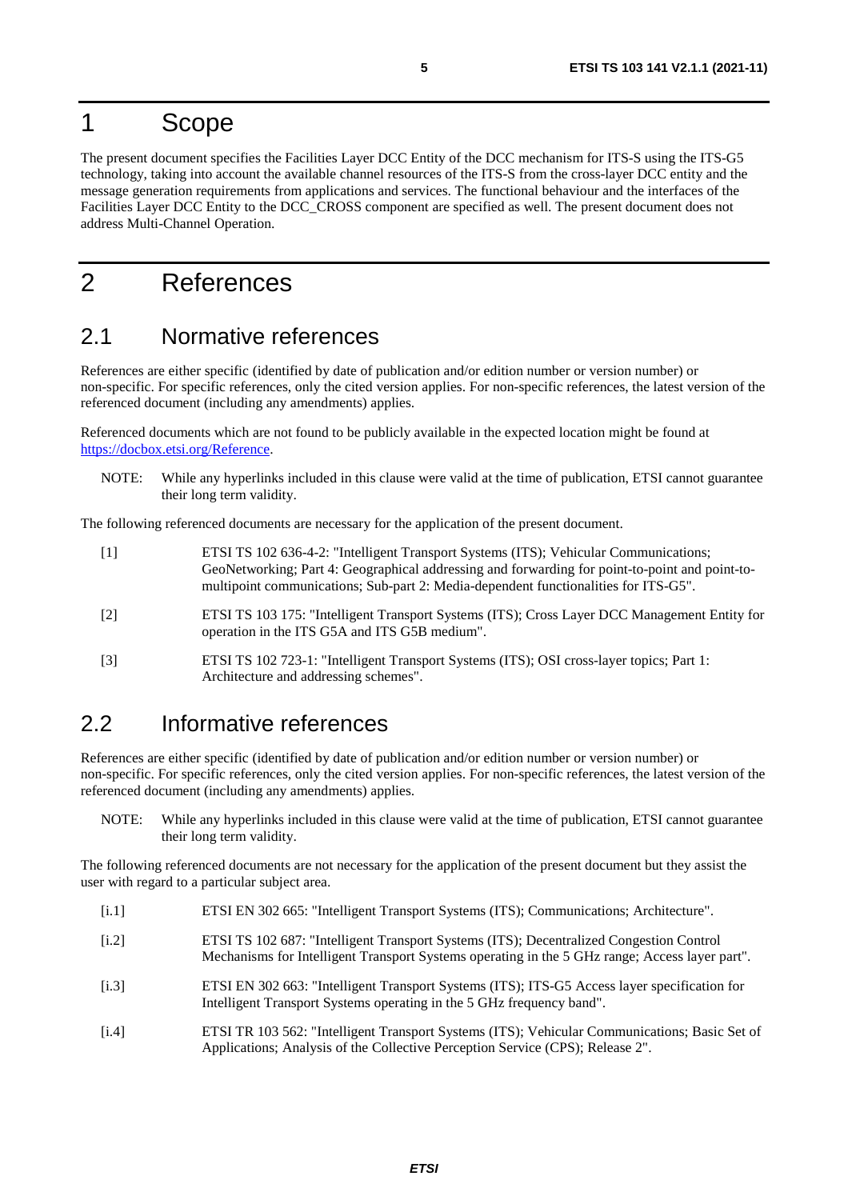# 1 Scope

The present document specifies the Facilities Layer DCC Entity of the DCC mechanism for ITS-S using the ITS-G5 technology, taking into account the available channel resources of the ITS-S from the cross-layer DCC entity and the message generation requirements from applications and services. The functional behaviour and the interfaces of the Facilities Layer DCC Entity to the DCC_CROSS component are specified as well. The present document does not address Multi-Channel Operation.

# 2 References

## 2.1 Normative references

References are either specific (identified by date of publication and/or edition number or version number) or non-specific. For specific references, only the cited version applies. For non-specific references, the latest version of the referenced document (including any amendments) applies.

Referenced documents which are not found to be publicly available in the expected location might be found at [https://docbox.etsi.org/Reference](https://docbox.etsi.org/Reference).

NOTE: While any hyperlinks included in this clause were valid at the time of publication, ETSI cannot guarantee their long term validity.

The following referenced documents are necessary for the application of the present document.

[1] ETSI TS 102 636-4-2: "Intelligent Transport Systems (ITS); Vehicular Communications; GeoNetworking; Part 4: Geographical addressing and forwarding for point-to-point and point-to-multipoint communications; Sub-part 2: Media-dependent functionalities for ITS-G5".

[2] ETSI TS 103 175: "Intelligent Transport Systems (ITS); Cross Layer DCC Management Entity for operation in the ITS G5A and ITS G5B medium".

[3] ETSI TS 102 723-1: "Intelligent Transport Systems (ITS); OSI cross-layer topics; Part 1: Architecture and addressing schemes".

## 2.2 Informative references

References are either specific (identified by date of publication and/or edition number or version number) or non-specific. For specific references, only the cited version applies. For non-specific references, the latest version of the referenced document (including any amendments) applies.

NOTE: While any hyperlinks included in this clause were valid at the time of publication, ETSI cannot guarantee their long term validity.

The following referenced documents are not necessary for the application of the present document but they assist the user with regard to a particular subject area.

[i.1] ETSI EN 302 665: "Intelligent Transport Systems (ITS); Communications; Architecture".

[i.2] ETSI TS 102 687: "Intelligent Transport Systems (ITS); Decentralized Congestion Control Mechanisms for Intelligent Transport Systems operating in the 5 GHz range; Access layer part".

[i.3] ETSI EN 302 663: "Intelligent Transport Systems (ITS); ITS-G5 Access layer specification for Intelligent Transport Systems operating in the 5 GHz frequency band".

[i.4] ETSI TR 103 562: "Intelligent Transport Systems (ITS); Vehicular Communications; Basic Set of Applications; Analysis of the Collective Perception Service (CPS); Release 2".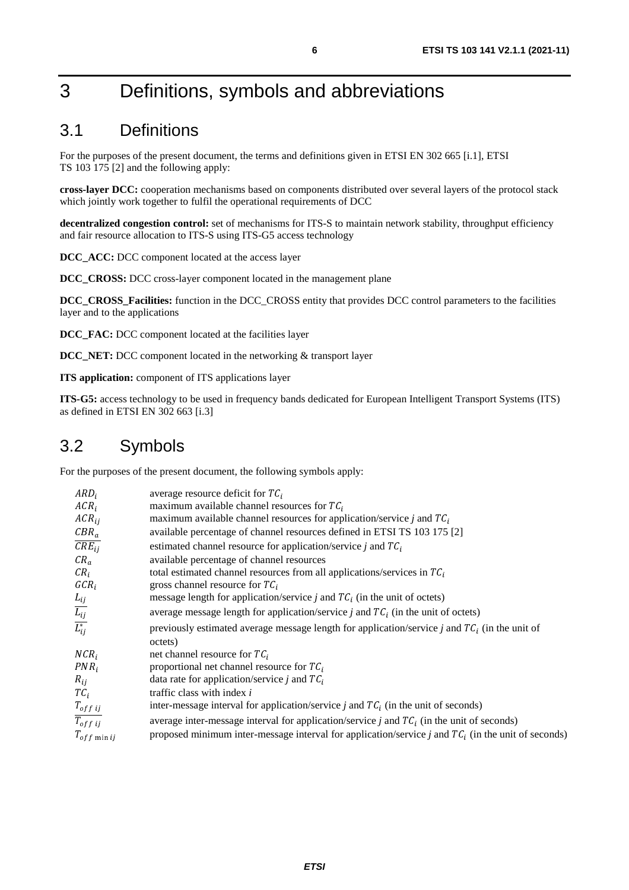# 3 Definitions, symbols and abbreviations

## 3.1 Definitions

For the purposes of the present document, the terms and definitions given in ETSI EN 302 665 [i.1], ETSI TS 103 175 [2] and the following apply:

**cross-layer DCC:** cooperation mechanisms based on components distributed over several layers of the protocol stack which jointly work together to fulfil the operational requirements of DCC

**decentralized congestion control:** set of mechanisms for ITS-S to maintain network stability, throughput efficiency and fair resource allocation to ITS-S using ITS-G5 access technology

**DCC_ACC:** DCC component located at the access layer

**DCC_CROSS:** DCC cross-layer component located in the management plane

**DCC_CROSS_Facilities:** function in the DCC_CROSS entity that provides DCC control parameters to the facilities layer and to the applications

**DCC_FAC:** DCC component located at the facilities layer

**DCC_NET:** DCC component located in the networking & transport layer

**ITS application:** component of ITS applications layer

**ITS-G5:** access technology to be used in frequency bands dedicated for European Intelligent Transport Systems (ITS) as defined in ETSI EN 302 663 [i.3]

## 3.2 Symbols

For the purposes of the present document, the following symbols apply:

| | |
|---|---|
| $ARD_i$ | average resource deficit for $TC_i$ |
| $ACR_i$ | maximum available channel resources for $TC_i$ |
| $ACR_{ij}$ | maximum available channel resources for application/service *j* and $TC_i$ |
| $CBR_a$ | available percentage of channel resources defined in ETSI TS 103 175 [2] |
| $\overline{CRE_{ij}}$ | estimated channel resource for application/service *j* and $TC_i$ |
| $CR_a$ | available percentage of channel resources |
| $CR_i$ | total estimated channel resources from all applications/services in $TC_i$ |
| $GCR_i$ | gross channel resource for $TC_i$ |
| $L_{ij}$ | message length for application/service *j* and $TC_i$ (in the unit of octets) |
| $\overline{L_{ij}}$ | average message length for application/service *j* and $TC_i$ (in the unit of octets) |
| $\overline{L_{ij}^*}$ | previously estimated average message length for application/service *j* and $TC_i$ (in the unit of octets) |
| $NCR_i$ | net channel resource for $TC_i$ |
| $PNR_i$ | proportional net channel resource for $TC_i$ |
| $R_{ij}$ | data rate for application/service *j* and $TC_i$ |
| $TC_i$ | traffic class with index *i* |
| $T_{off\ ij}$ | inter-message interval for application/service *j* and $TC_i$ (in the unit of seconds) |
| $\overline{T_{off\ ij}}$ | average inter-message interval for application/service *j* and $TC_i$ (in the unit of seconds) |
| $T_{off\ \min ij}$ | proposed minimum inter-message interval for application/service *j* and $TC_i$ (in the unit of seconds) |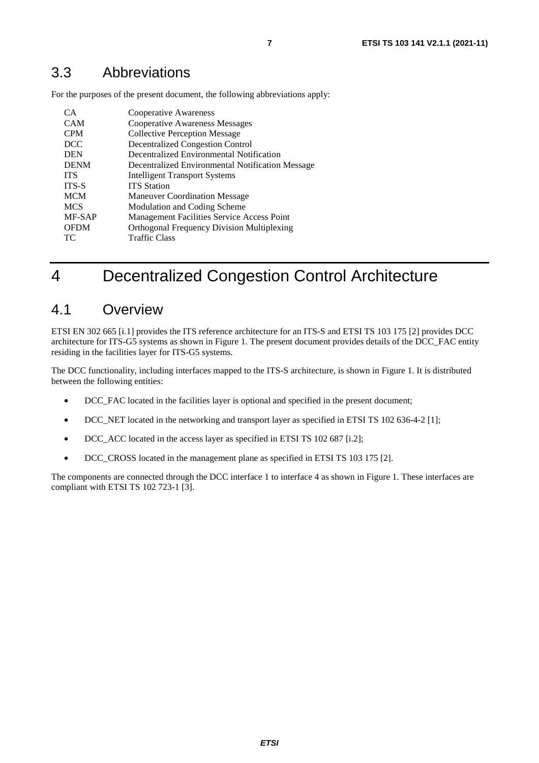## 3.3 Abbreviations

For the purposes of the present document, the following abbreviations apply:

| | |
|---|---|
| CA | Cooperative Awareness |
| CAM | Cooperative Awareness Messages |
| CPM | Collective Perception Message |
| DCC | Decentralized Congestion Control |
| DEN | Decentralized Environmental Notification |
| DENM | Decentralized Environmental Notification Message |
| ITS | Intelligent Transport Systems |
| ITS-S | ITS Station |
| MCM | Maneuver Coordination Message |
| MCS | Modulation and Coding Scheme |
| MF-SAP | Management Facilities Service Access Point |
| OFDM | Orthogonal Frequency Division Multiplexing |
| TC | Traffic Class |

# 4 Decentralized Congestion Control Architecture

## 4.1 Overview

ETSI EN 302 665 [i.1] provides the ITS reference architecture for an ITS-S and ETSI TS 103 175 [2] provides DCC architecture for ITS-G5 systems as shown in Figure 1. The present document provides details of the DCC_FAC entity residing in the facilities layer for ITS-G5 systems.

The DCC functionality, including interfaces mapped to the ITS-S architecture, is shown in Figure 1. It is distributed between the following entities:

- DCC_FAC located in the facilities layer is optional and specified in the present document;
- DCC_NET located in the networking and transport layer as specified in ETSI TS 102 636-4-2 [1];
- DCC_ACC located in the access layer as specified in ETSI TS 102 687 [i.2];
- DCC_CROSS located in the management plane as specified in ETSI TS 103 175 [2].

The components are connected through the DCC interface 1 to interface 4 as shown in Figure 1. These interfaces are compliant with ETSI TS 102 723-1 [3].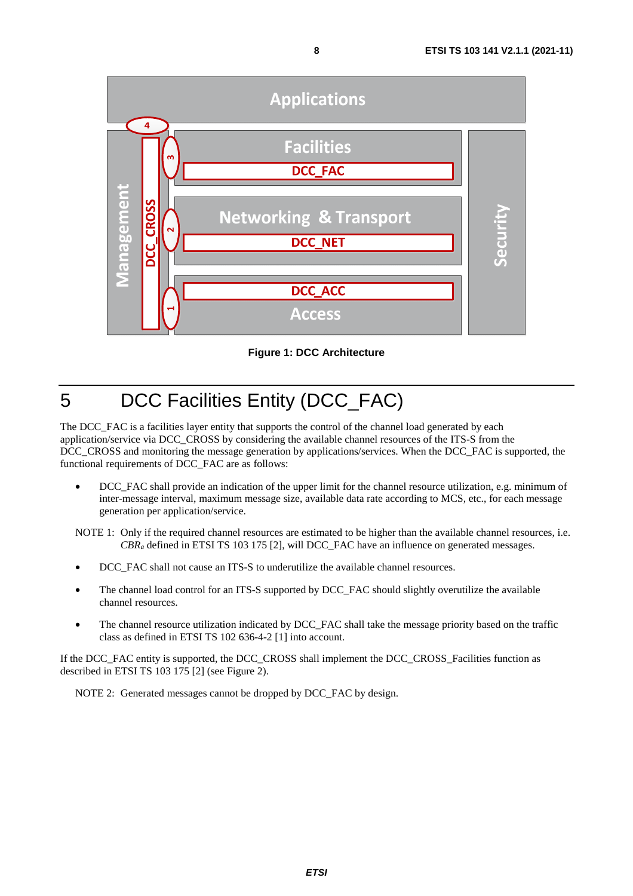Figure 1: DCC Architecture

# 5 DCC Facilities Entity (DCC_FAC)

The DCC_FAC is a facilities layer entity that supports the control of the channel load generated by each application/service via DCC_CROSS by considering the available channel resources of the ITS-S from the DCC_CROSS and monitoring the message generation by applications/services. When the DCC_FAC is supported, the functional requirements of DCC_FAC are as follows:

- DCC_FAC shall provide an indication of the upper limit for the channel resource utilization, e.g. minimum of inter-message interval, maximum message size, available data rate according to MCS, etc., for each message generation per application/service.

NOTE 1: Only if the required channel resources are estimated to be higher than the available channel resources, i.e. $CBR_a$ defined in ETSI TS 103 175 [2], will DCC_FAC have an influence on generated messages.

- DCC_FAC shall not cause an ITS-S to underutilize the available channel resources.
- The channel load control for an ITS-S supported by DCC_FAC should slightly overutilize the available channel resources.
- The channel resource utilization indicated by DCC_FAC shall take the message priority based on the traffic class as defined in ETSI TS 102 636-4-2 [1] into account.

If the DCC_FAC entity is supported, the DCC_CROSS shall implement the DCC_CROSS_Facilities function as described in ETSI TS 103 175 [2] (see Figure 2).

NOTE 2: Generated messages cannot be dropped by DCC_FAC by design.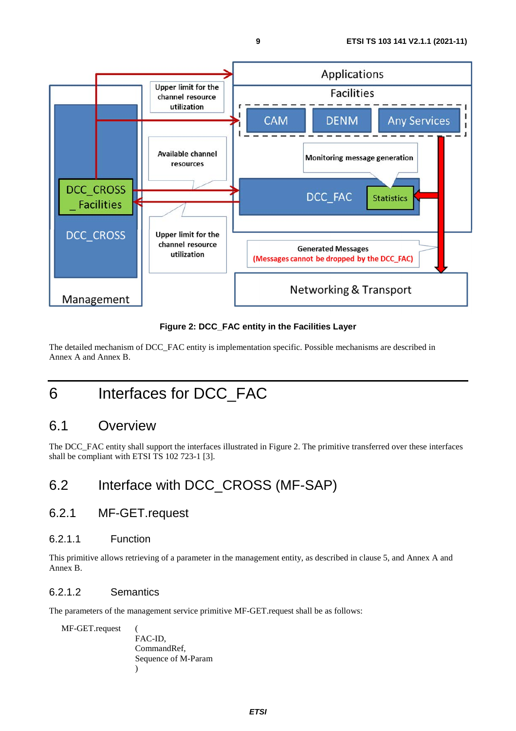Figure 2: DCC_FAC entity in the Facilities Layer

The detailed mechanism of DCC_FAC entity is implementation specific. Possible mechanisms are described in Annex A and Annex B.

# 6 Interfaces for DCC_FAC

## 6.1 Overview

The DCC_FAC entity shall support the interfaces illustrated in Figure 2. The primitive transferred over these interfaces shall be compliant with ETSI TS 102 723-1 [3].

## 6.2 Interface with DCC_CROSS (MF-SAP)

### 6.2.1 MF-GET.request

#### 6.2.1.1 Function

This primitive allows retrieving of a parameter in the management entity, as described in clause 5, and Annex A and Annex B.

#### 6.2.1.2 Semantics

The parameters of the management service primitive MF-GET.request shall be as follows:

```
MF-GET.request    (
                  FAC-ID,
                  CommandRef,
                  Sequence of M-Param
                  )
```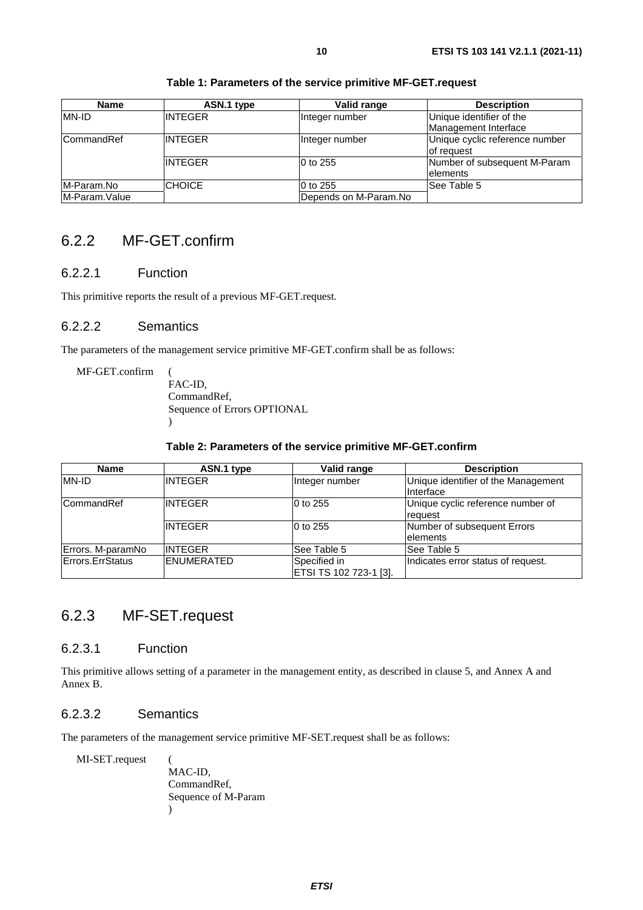**Table 1: Parameters of the service primitive MF-GET.request**

| Name | ASN.1 type | Valid range | Description |
|---|---|---|---|
| MN-ID | INTEGER | Integer number | Unique identifier of the Management Interface |
| CommandRef | INTEGER | Integer number | Unique cyclic reference number of request |
| | INTEGER | 0 to 255 | Number of subsequent M-Param elements |
| M-Param.No | CHOICE | 0 to 255 | See Table 5 |
| M-Param.Value | | Depends on M-Param.No | |

## 6.2.2 MF-GET.confirm

### 6.2.2.1 Function

This primitive reports the result of a previous MF-GET.request.

### 6.2.2.2 Semantics

The parameters of the management service primitive MF-GET.confirm shall be as follows:

```
MF-GET.confirm   (
                 FAC-ID,
                 CommandRef,
                 Sequence of Errors OPTIONAL
                 )
```

**Table 2: Parameters of the service primitive MF-GET.confirm**

| Name | ASN.1 type | Valid range | Description |
|---|---|---|---|
| MN-ID | INTEGER | Integer number | Unique identifier of the Management Interface |
| CommandRef | INTEGER | 0 to 255 | Unique cyclic reference number of request |
| | INTEGER | 0 to 255 | Number of subsequent Errors elements |
| Errors. M-paramNo | INTEGER | See Table 5 | See Table 5 |
| Errors.ErrStatus | ENUMERATED | Specified in ETSI TS 102 723-1 [3]. | Indicates error status of request. |

## 6.2.3 MF-SET.request

### 6.2.3.1 Function

This primitive allows setting of a parameter in the management entity, as described in clause 5, and Annex A and Annex B.

### 6.2.3.2 Semantics

The parameters of the management service primitive MF-SET.request shall be as follows:

```
MI-SET.request   (
                 MAC-ID,
                 CommandRef,
                 Sequence of M-Param
                 )
```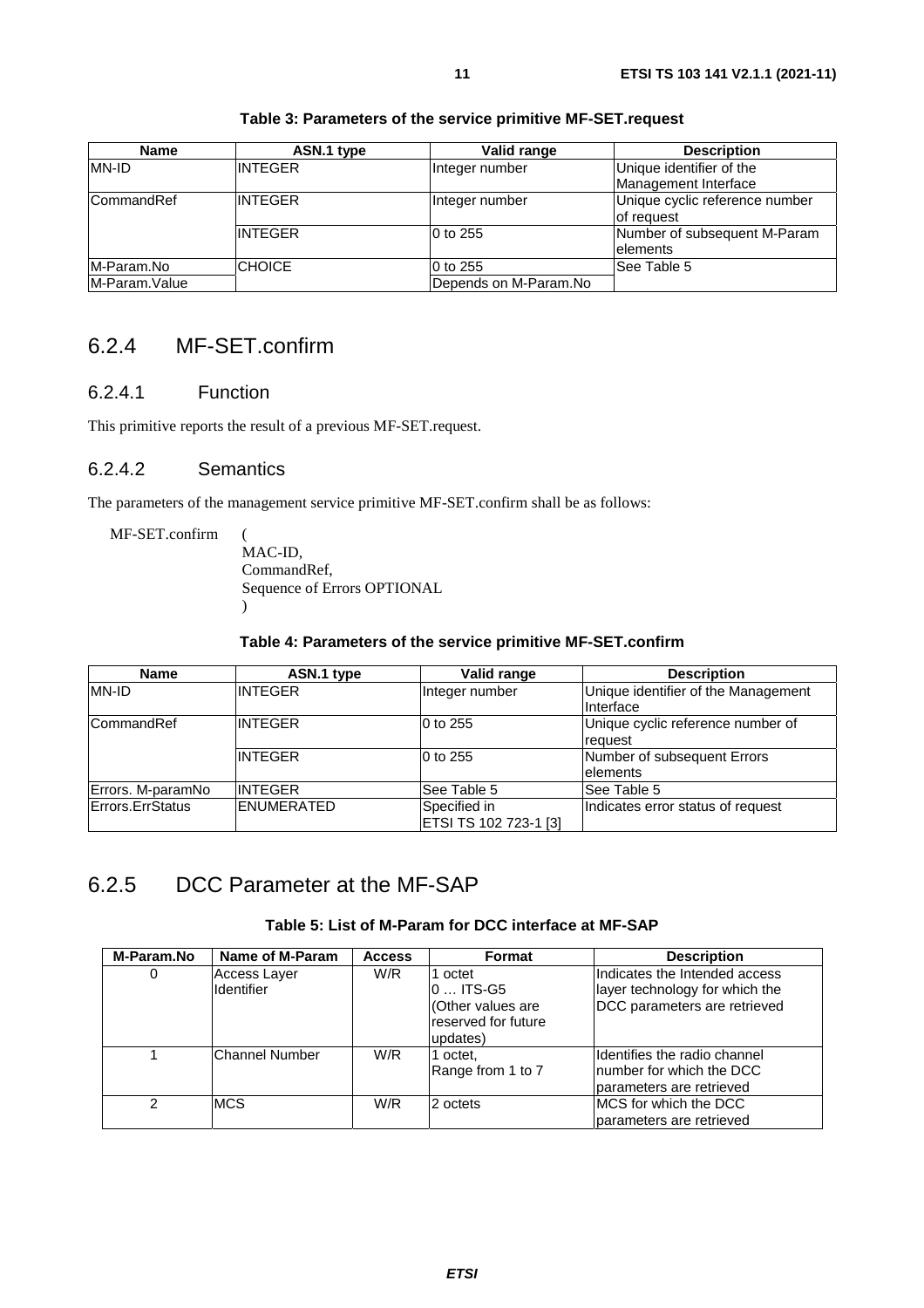**Table 3: Parameters of the service primitive MF-SET.request**

| Name | ASN.1 type | Valid range | Description |
|---|---|---|---|
| MN-ID | INTEGER | Integer number | Unique identifier of the Management Interface |
| CommandRef | INTEGER | Integer number | Unique cyclic reference number of request |
| | INTEGER | 0 to 255 | Number of subsequent M-Param elements |
| M-Param.No | CHOICE | 0 to 255 | See Table 5 |
| M-Param.Value | | Depends on M-Param.No | |

## 6.2.4 MF-SET.confirm

### 6.2.4.1 Function

This primitive reports the result of a previous MF-SET.request.

### 6.2.4.2 Semantics

The parameters of the management service primitive MF-SET.confirm shall be as follows:

```
MF-SET.confirm   (
                 MAC-ID,
                 CommandRef,
                 Sequence of Errors OPTIONAL
                 )
```

**Table 4: Parameters of the service primitive MF-SET.confirm**

| Name | ASN.1 type | Valid range | Description |
|---|---|---|---|
| MN-ID | INTEGER | Integer number | Unique identifier of the Management Interface |
| CommandRef | INTEGER | 0 to 255 | Unique cyclic reference number of request |
| | INTEGER | 0 to 255 | Number of subsequent Errors elements |
| Errors. M-paramNo | INTEGER | See Table 5 | See Table 5 |
| Errors.ErrStatus | ENUMERATED | Specified in ETSI TS 102 723-1 [3] | Indicates error status of request |

## 6.2.5 DCC Parameter at the MF-SAP

**Table 5: List of M-Param for DCC interface at MF-SAP**

| M-Param.No | Name of M-Param | Access | Format | Description |
|---|---|---|---|---|
| 0 | Access Layer Identifier | W/R | 1 octet<br>0 … ITS-G5<br>(Other values are reserved for future updates) | Indicates the Intended access layer technology for which the DCC parameters are retrieved |
| 1 | Channel Number | W/R | 1 octet,<br>Range from 1 to 7 | Identifies the radio channel number for which the DCC parameters are retrieved |
| 2 | MCS | W/R | 2 octets | MCS for which the DCC parameters are retrieved |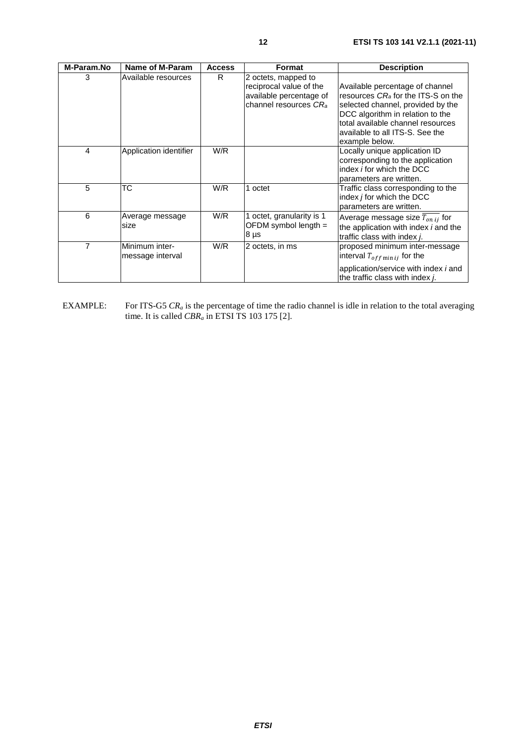| M-Param.No | Name of M-Param | Access | Format | Description |
| --- | --- | --- | --- | --- |
| 3 | Available resources | R | 2 octets, mapped to reciprocal value of the available percentage of channel resources $CR_a$ | Available percentage of channel resources $CR_a$ for the ITS-S on the selected channel, provided by the DCC algorithm in relation to the total available channel resources available to all ITS-S. See the example below. |
| 4 | Application identifier | W/R | | Locally unique application ID corresponding to the application index *i* for which the DCC parameters are written. |
| 5 | TC | W/R | 1 octet | Traffic class corresponding to the index *j* for which the DCC parameters are written. |
| 6 | Average message size | W/R | 1 octet, granularity is 1 OFDM symbol length = 8 µs | Average message size $\overline{T_{on\,ij}}$ for the application with index *i* and the traffic class with index *j*. |
| 7 | Minimum inter-message interval | W/R | 2 octets, in ms | proposed minimum inter-message interval $T_{off\,\min ij}$ for the application/service with index *i* and the traffic class with index *j*. |

EXAMPLE: For ITS-G5 $CR_a$ is the percentage of time the radio channel is idle in relation to the total averaging time. It is called $CBR_a$ in ETSI TS 103 175 [2].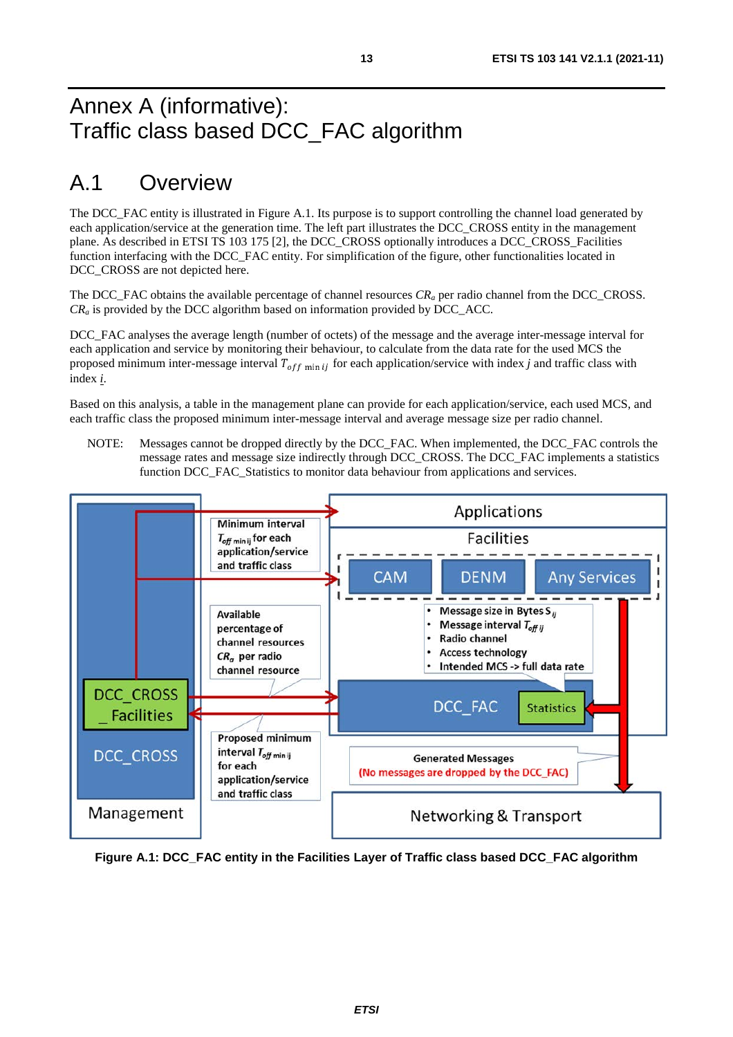# Annex A (informative): Traffic class based DCC_FAC algorithm

## A.1 Overview

The DCC_FAC entity is illustrated in Figure A.1. Its purpose is to support controlling the channel load generated by each application/service at the generation time. The left part illustrates the DCC_CROSS entity in the management plane. As described in ETSI TS 103 175 [2], the DCC_CROSS optionally introduces a DCC_CROSS_Facilities function interfacing with the DCC_FAC entity. For simplification of the figure, other functionalities located in DCC_CROSS are not depicted here.

The DCC_FAC obtains the available percentage of channel resources $CR_a$ per radio channel from the DCC_CROSS. $CR_a$ is provided by the DCC algorithm based on information provided by DCC_ACC.

DCC_FAC analyses the average length (number of octets) of the message and the average inter-message interval for each application and service by monitoring their behaviour, to calculate from the data rate for the used MCS the proposed minimum inter-message interval $T_{off\ min\ ij}$ for each application/service with index *j* and traffic class with index *i*.

Based on this analysis, a table in the management plane can provide for each application/service, each used MCS, and each traffic class the proposed minimum inter-message interval and average message size per radio channel.

NOTE: Messages cannot be dropped directly by the DCC_FAC. When implemented, the DCC_FAC controls the message rates and message size indirectly through DCC_CROSS. The DCC_FAC implements a statistics function DCC_FAC_Statistics to monitor data behaviour from applications and services.

Minimum interval $T_{off\ min\ ij}$ for each application/service and traffic class

Available percentage of channel resources $CR_a$ per radio channel resource

Proposed minimum interval $T_{off\ min\ ij}$ for each application/service and traffic class

DCC_CROSS _Facilities

DCC_CROSS

Management

Applications

Facilities

CAM | DENM | Any Services

- Message size in Bytes $S_{ij}$
- Message interval $T_{off\ ij}$
- Radio channel
- Access technology
- Intended MCS -> full data rate

DCC_FAC | Statistics

Generated Messages
(No messages are dropped by the DCC_FAC)

Networking & Transport

**Figure A.1: DCC_FAC entity in the Facilities Layer of Traffic class based DCC_FAC algorithm**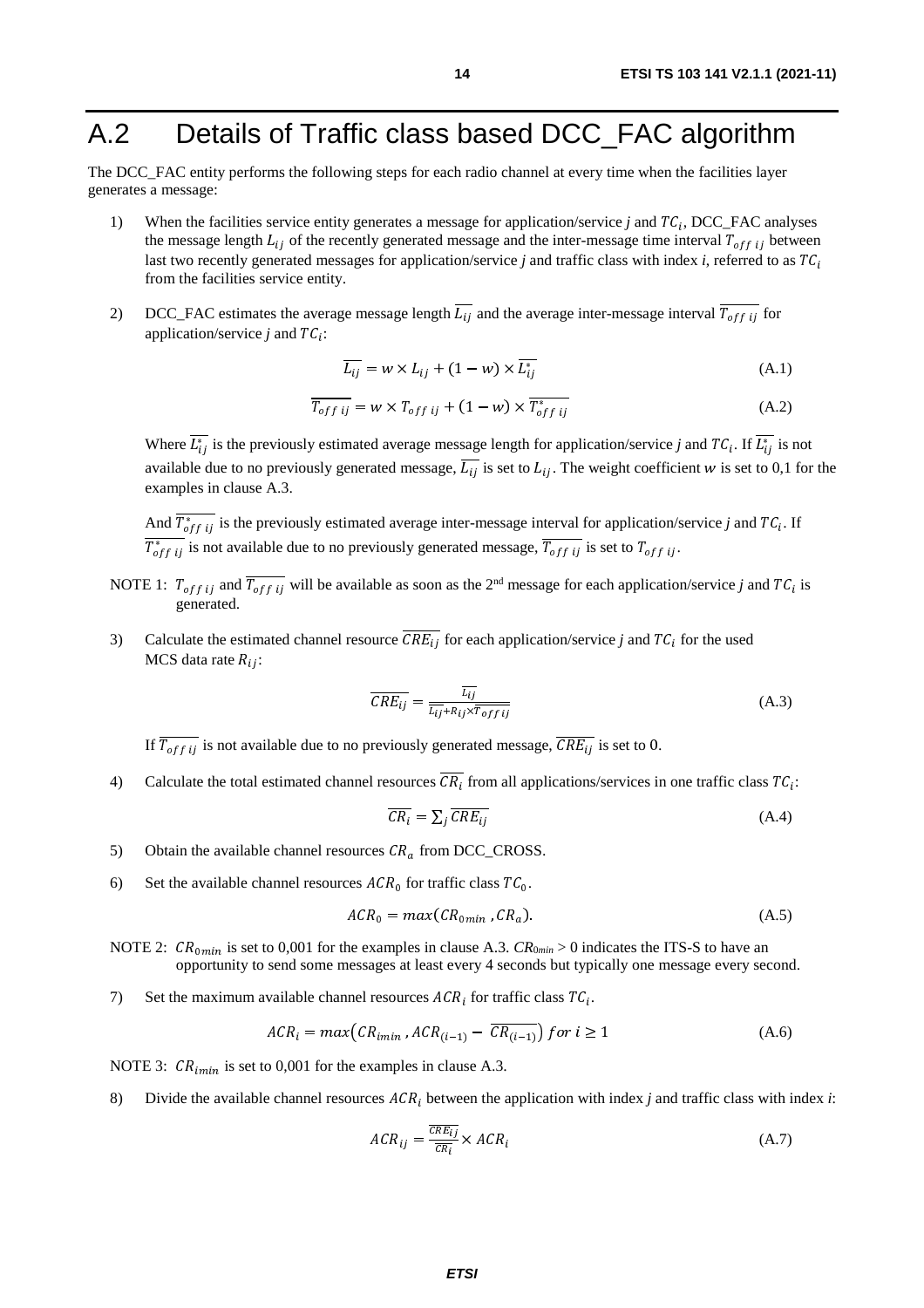# A.2 Details of Traffic class based DCC_FAC algorithm

The DCC_FAC entity performs the following steps for each radio channel at every time when the facilities layer generates a message:

1) When the facilities service entity generates a message for application/service *j* and $TC_i$, DCC_FAC analyses the message length $L_{ij}$ of the recently generated message and the inter-message time interval $T_{off\,ij}$ between last two recently generated messages for application/service *j* and traffic class with index *i*, referred to as $TC_i$ from the facilities service entity.

2) DCC_FAC estimates the average message length $\overline{L_{ij}}$ and the average inter-message interval $\overline{T_{off\,ij}}$ for application/service *j* and $TC_i$:

$$\overline{L_{ij}} = w \times L_{ij} + (1 - w) \times \overline{L_{ij}^{*}} \tag{A.1}$$

$$\overline{T_{off\,ij}} = w \times T_{off\,ij} + (1 - w) \times \overline{T_{off\,ij}^{*}} \tag{A.2}$$

Where $\overline{L_{ij}^{*}}$ is the previously estimated average message length for application/service *j* and $TC_i$. If $\overline{L_{ij}^{*}}$ is not available due to no previously generated message, $\overline{L_{ij}}$ is set to $L_{ij}$. The weight coefficient $w$ is set to 0,1 for the examples in clause A.3.

And $\overline{T_{off\,ij}^{*}}$ is the previously estimated average inter-message interval for application/service *j* and $TC_i$. If $\overline{T_{off\,ij}^{*}}$ is not available due to no previously generated message, $\overline{T_{off\,ij}}$ is set to $T_{off\,ij}$.

NOTE 1: $T_{off\,ij}$ and $\overline{T_{off\,ij}}$ will be available as soon as the 2nd message for each application/service *j* and $TC_i$ is generated.

3) Calculate the estimated channel resource $\overline{CRE_{ij}}$ for each application/service *j* and $TC_i$ for the used MCS data rate $R_{ij}$:

$$\overline{CRE_{ij}} = \frac{\overline{L_{ij}}}{\overline{L_{ij}} + R_{ij} \times \overline{T_{off\,ij}}} \tag{A.3}$$

If $\overline{T_{off\,ij}}$ is not available due to no previously generated message, $\overline{CRE_{ij}}$ is set to 0.

4) Calculate the total estimated channel resources $\overline{CR_i}$ from all applications/services in one traffic class $TC_i$:

$$\overline{CR_i} = \sum_j \overline{CRE_{ij}} \tag{A.4}$$

5) Obtain the available channel resources $CR_a$ from DCC_CROSS.

6) Set the available channel resources $ACR_0$ for traffic class $TC_0$.

$$ACR_0 = max(CR_{0min}, CR_a). \tag{A.5}$$

NOTE 2: $CR_{0min}$ is set to 0,001 for the examples in clause A.3. $CR_{0min} > 0$ indicates the ITS-S to have an opportunity to send some messages at least every 4 seconds but typically one message every second.

7) Set the maximum available channel resources $ACR_i$ for traffic class $TC_i$.

$$ACR_i = max\left(CR_{imin}, ACR_{(i-1)} - \overline{CR_{(i-1)}}\right) \; for \; i \geq 1 \tag{A.6}$$

NOTE 3: $CR_{imin}$ is set to 0,001 for the examples in clause A.3.

8) Divide the available channel resources $ACR_i$ between the application with index *j* and traffic class with index *i*:

$$ACR_{ij} = \frac{\overline{CRE_{ij}}}{\overline{CR_i}} \times ACR_i \tag{A.7}$$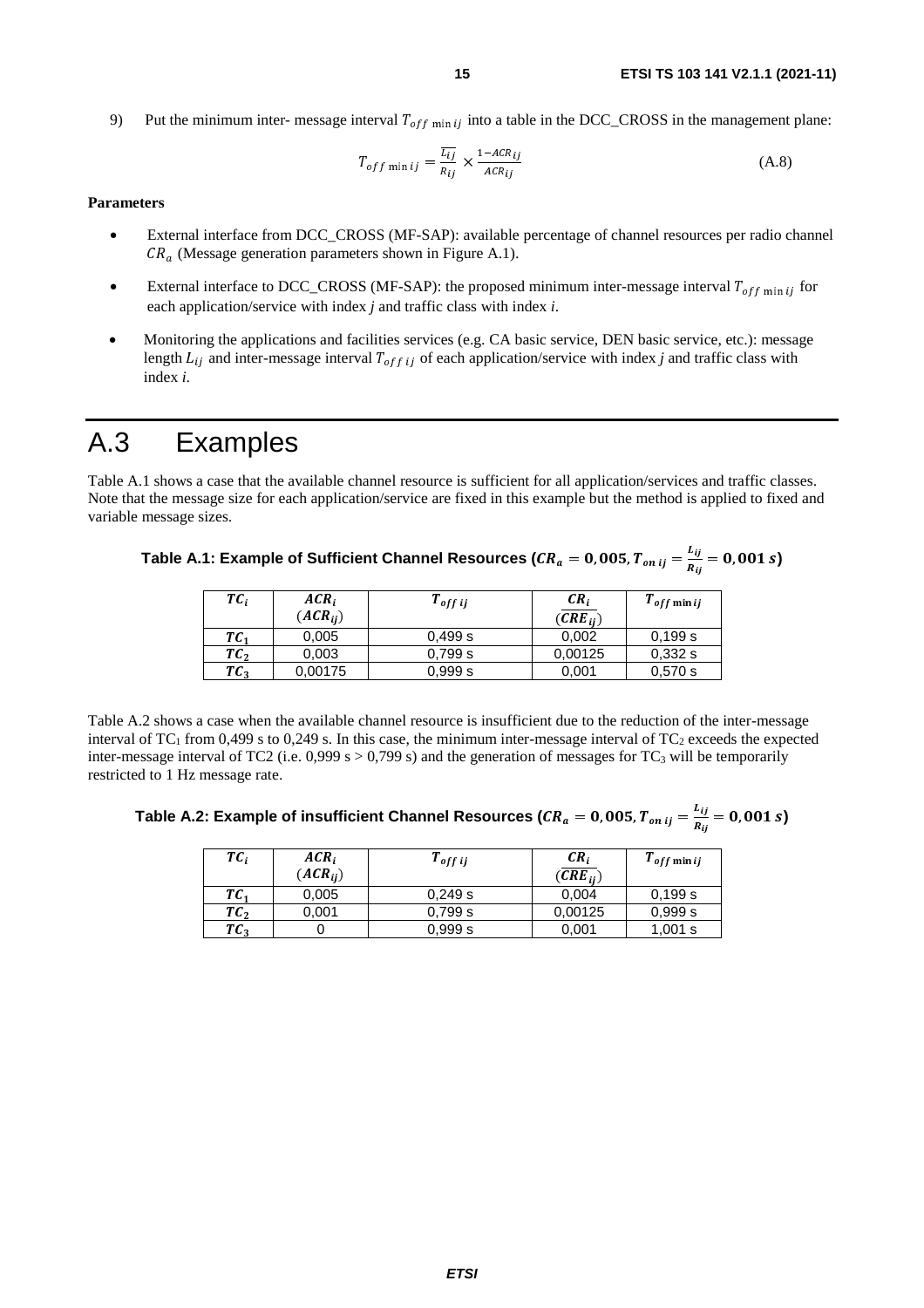9) Put the minimum inter- message interval $T_{off\ \min ij}$ into a table in the DCC_CROSS in the management plane:

$$T_{off\ \min ij} = \frac{\overline{L_{ij}}}{R_{ij}} \times \frac{1 - ACR_{ij}}{ACR_{ij}} \quad \text{(A.8)}$$

**Parameters**

- External interface from DCC_CROSS (MF-SAP): available percentage of channel resources per radio channel $CR_a$ (Message generation parameters shown in Figure A.1).
- External interface to DCC_CROSS (MF-SAP): the proposed minimum inter-message interval $T_{off\ \min ij}$ for each application/service with index *j* and traffic class with index *i*.
- Monitoring the applications and facilities services (e.g. CA basic service, DEN basic service, etc.): message length $L_{ij}$ and inter-message interval $T_{off\ ij}$ of each application/service with index *j* and traffic class with index *i*.

# A.3 Examples

Table A.1 shows a case that the available channel resource is sufficient for all application/services and traffic classes. Note that the message size for each application/service are fixed in this example but the method is applied to fixed and variable message sizes.

**Table A.1: Example of Sufficient Channel Resources ($CR_a = 0,005, T_{on\ ij} = \frac{L_{ij}}{R_{ij}} = 0,001\ s$)**

| $TC_i$ | $ACR_i$ ($ACR_{ij}$) | $T_{off\ ij}$ | $CR_i$ ($\overline{CRE_{ij}}$) | $T_{off\ \min ij}$ |
|---|---|---|---|---|
| $TC_1$ | 0,005 | 0,499 s | 0,002 | 0,199 s |
| $TC_2$ | 0,003 | 0,799 s | 0,00125 | 0,332 s |
| $TC_3$ | 0,00175 | 0,999 s | 0,001 | 0,570 s |

Table A.2 shows a case when the available channel resource is insufficient due to the reduction of the inter-message interval of $TC_1$ from 0,499 s to 0,249 s. In this case, the minimum inter-message interval of $TC_2$ exceeds the expected inter-message interval of TC2 (i.e. 0,999 s > 0,799 s) and the generation of messages for $TC_3$ will be temporarily restricted to 1 Hz message rate.

**Table A.2: Example of insufficient Channel Resources ($CR_a = 0,005, T_{on\ ij} = \frac{L_{ij}}{R_{ij}} = 0,001\ s$)**

| $TC_i$ | $ACR_i$ ($ACR_{ij}$) | $T_{off\ ij}$ | $CR_i$ ($\overline{CRE_{ij}}$) | $T_{off\ \min ij}$ |
|---|---|---|---|---|
| $TC_1$ | 0,005 | 0,249 s | 0,004 | 0,199 s |
| $TC_2$ | 0,001 | 0,799 s | 0,00125 | 0,999 s |
| $TC_3$ | 0 | 0,999 s | 0,001 | 1,001 s |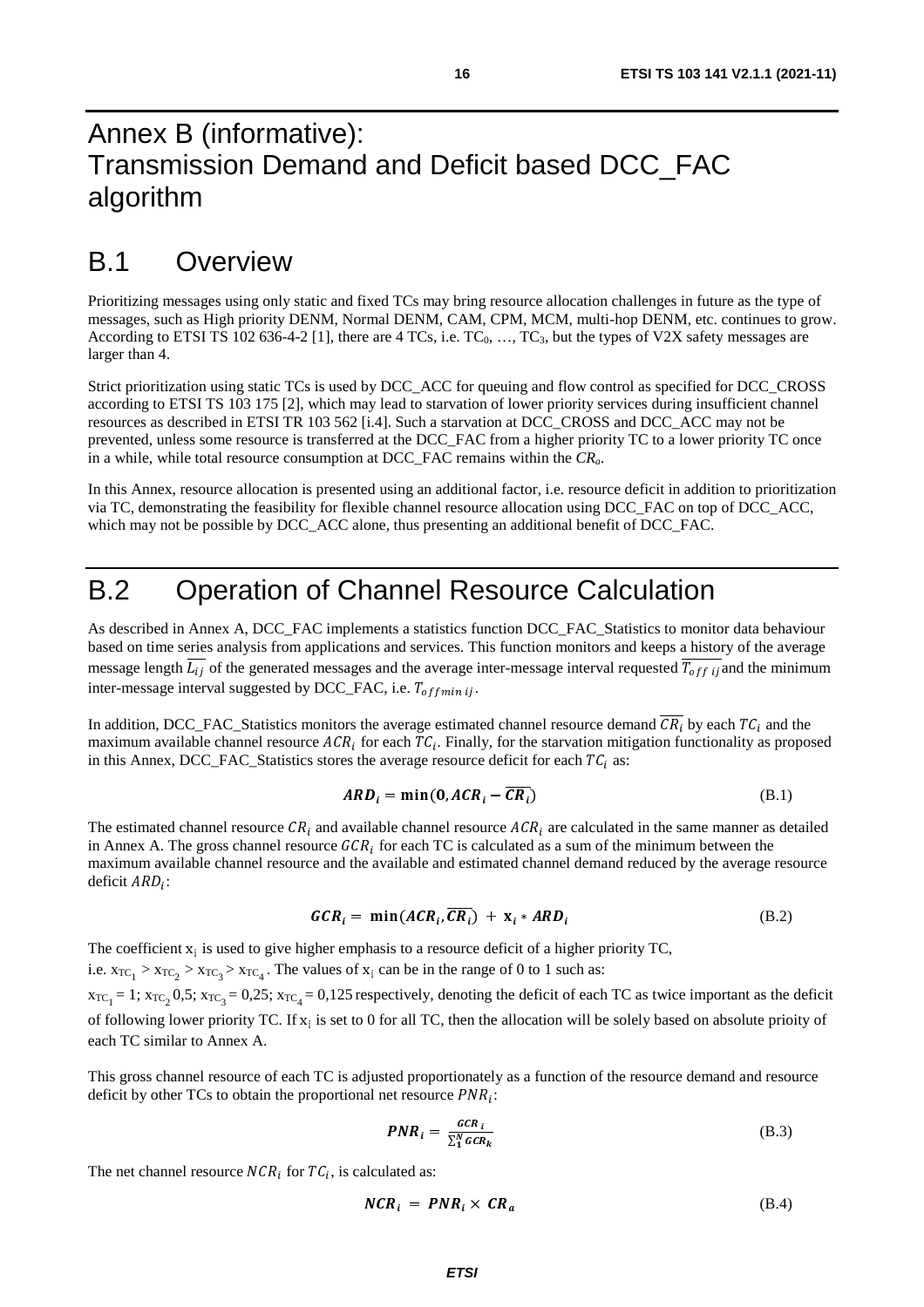# Annex B (informative): Transmission Demand and Deficit based DCC_FAC algorithm

## B.1 Overview

Prioritizing messages using only static and fixed TCs may bring resource allocation challenges in future as the type of messages, such as High priority DENM, Normal DENM, CAM, CPM, MCM, multi-hop DENM, etc. continues to grow. According to ETSI TS 102 636-4-2 [1], there are 4 TCs, i.e. $TC_0$, …, $TC_3$, but the types of V2X safety messages are larger than 4.

Strict prioritization using static TCs is used by DCC_ACC for queuing and flow control as specified for DCC_CROSS according to ETSI TS 103 175 [2], which may lead to starvation of lower priority services during insufficient channel resources as described in ETSI TR 103 562 [i.4]. Such a starvation at DCC_CROSS and DCC_ACC may not be prevented, unless some resource is transferred at the DCC_FAC from a higher priority TC to a lower priority TC once in a while, while total resource consumption at DCC_FAC remains within the $CR_a$.

In this Annex, resource allocation is presented using an additional factor, i.e. resource deficit in addition to prioritization via TC, demonstrating the feasibility for flexible channel resource allocation using DCC_FAC on top of DCC_ACC, which may not be possible by DCC_ACC alone, thus presenting an additional benefit of DCC_FAC.

## B.2 Operation of Channel Resource Calculation

As described in Annex A, DCC_FAC implements a statistics function DCC_FAC_Statistics to monitor data behaviour based on time series analysis from applications and services. This function monitors and keeps a history of the average message length $\overline{L_{ij}}$ of the generated messages and the average inter-message interval requested $\overline{T_{off\,ij}}$ and the minimum inter-message interval suggested by DCC_FAC, i.e. $T_{offmin\,ij}$.

In addition, DCC_FAC_Statistics monitors the average estimated channel resource demand $\overline{CR_i}$ by each $TC_i$ and the maximum available channel resource $ACR_i$ for each $TC_i$. Finally, for the starvation mitigation functionality as proposed in this Annex, DCC_FAC_Statistics stores the average resource deficit for each $TC_i$ as:

$$\boldsymbol{ARD_i = \min(0, ACR_i - \overline{CR_i})} \tag{B.1}$$

The estimated channel resource $CR_i$ and available channel resource $ACR_i$ are calculated in the same manner as detailed in Annex A. The gross channel resource $GCR_i$ for each TC is calculated as a sum of the minimum between the maximum available channel resource and the available and estimated channel demand reduced by the average resource deficit $ARD_i$:

$$\boldsymbol{GCR_i = \min(ACR_i, \overline{CR_i}) + x_i * ARD_i} \tag{B.2}$$

The coefficient $x_i$ is used to give higher emphasis to a resource deficit of a higher priority TC, i.e. $x_{TC_1} > x_{TC_2} > x_{TC_3} > x_{TC_4}$. The values of $x_i$ can be in the range of 0 to 1 such as: $x_{TC_1} = 1$; $x_{TC_2}$ 0,5; $x_{TC_3} = 0{,}25$; $x_{TC_4} = 0{,}125$ respectively, denoting the deficit of each TC as twice important as the deficit of following lower priority TC. If $x_i$ is set to 0 for all TC, then the allocation will be solely based on absolute prioity of each TC similar to Annex A.

This gross channel resource of each TC is adjusted proportionately as a function of the resource demand and resource deficit by other TCs to obtain the proportional net resource $PNR_i$:

$$\boldsymbol{PNR_i = \frac{GCR_i}{\sum_1^N GCR_k}} \tag{B.3}$$

The net channel resource $NCR_i$ for $TC_i$, is calculated as:

$$\boldsymbol{NCR_i = PNR_i \times CR_a} \tag{B.4}$$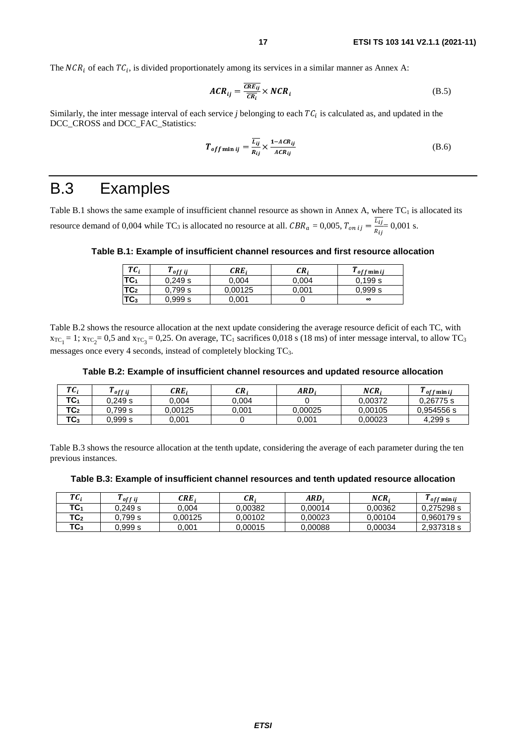The $NCR_i$ of each $TC_i$, is divided proportionately among its services in a similar manner as Annex A:

$$ACR_{ij} = \frac{\overline{CRE_{ij}}}{\overline{CR_i}} \times NCR_i \tag{B.5}$$

Similarly, the inter message interval of each service *j* belonging to each $TC_i$ is calculated as, and updated in the DCC_CROSS and DCC_FAC_Statistics:

$$T_{off\min ij} = \frac{\overline{L_{ij}}}{R_{ij}} \times \frac{1 - ACR_{ij}}{ACR_{ij}} \tag{B.6}$$

# B.3 Examples

Table B.1 shows the same example of insufficient channel resource as shown in Annex A, where $TC_1$ is allocated its resource demand of 0,004 while $TC_3$ is allocated no resource at all. $CBR_a$ = 0,005, $T_{on\,ij} = \frac{\overline{L_{ij}}}{R_{ij}}$= 0,001 s.

**Table B.1: Example of insufficient channel resources and first resource allocation**

| $TC_i$ | $T_{off\,ij}$ | $CRE_i$ | $CR_i$ | $T_{off\min ij}$ |
|---|---|---|---|---|
| $TC_1$ | 0,249 s | 0,004 | 0,004 | 0,199 s |
| $TC_2$ | 0,799 s | 0,00125 | 0,001 | 0,999 s |
| $TC_3$ | 0,999 s | 0,001 | 0 | ∞ |

Table B.2 shows the resource allocation at the next update considering the average resource deficit of each TC, with $x_{TC_1}$ = 1; $x_{TC_2}$= 0,5 and $x_{TC_3}$ = 0,25. On average, $TC_1$ sacrifices 0,018 s (18 ms) of inter message interval, to allow $TC_3$ messages once every 4 seconds, instead of completely blocking $TC_3$.

**Table B.2: Example of insufficient channel resources and updated resource allocation**

| $TC_i$ | $T_{off\,ij}$ | $CRE_i$ | $CR_i$ | $ARD_i$ | $NCR_i$ | $T_{off\min ij}$ |
|---|---|---|---|---|---|---|
| $TC_1$ | 0,249 s | 0,004 | 0,004 | 0 | 0,00372 | 0,26775 s |
| $TC_2$ | 0,799 s | 0,00125 | 0,001 | 0,00025 | 0,00105 | 0,954556 s |
| $TC_3$ | 0,999 s | 0,001 | 0 | 0,001 | 0,00023 | 4,299 s |

Table B.3 shows the resource allocation at the tenth update, considering the average of each parameter during the ten previous instances.

**Table B.3: Example of insufficient channel resources and tenth updated resource allocation**

| $TC_i$ | $T_{off\,ij}$ | $CRE_i$ | $CR_i$ | $ARD_i$ | $NCR_i$ | $T_{off\min ij}$ |
|---|---|---|---|---|---|---|
| $TC_1$ | 0,249 s | 0,004 | 0,00382 | 0,00014 | 0,00362 | 0,275298 s |
| $TC_2$ | 0,799 s | 0,00125 | 0,00102 | 0,00023 | 0,00104 | 0,960179 s |
| $TC_3$ | 0,999 s | 0,001 | 0,00015 | 0,00088 | 0,00034 | 2,937318 s |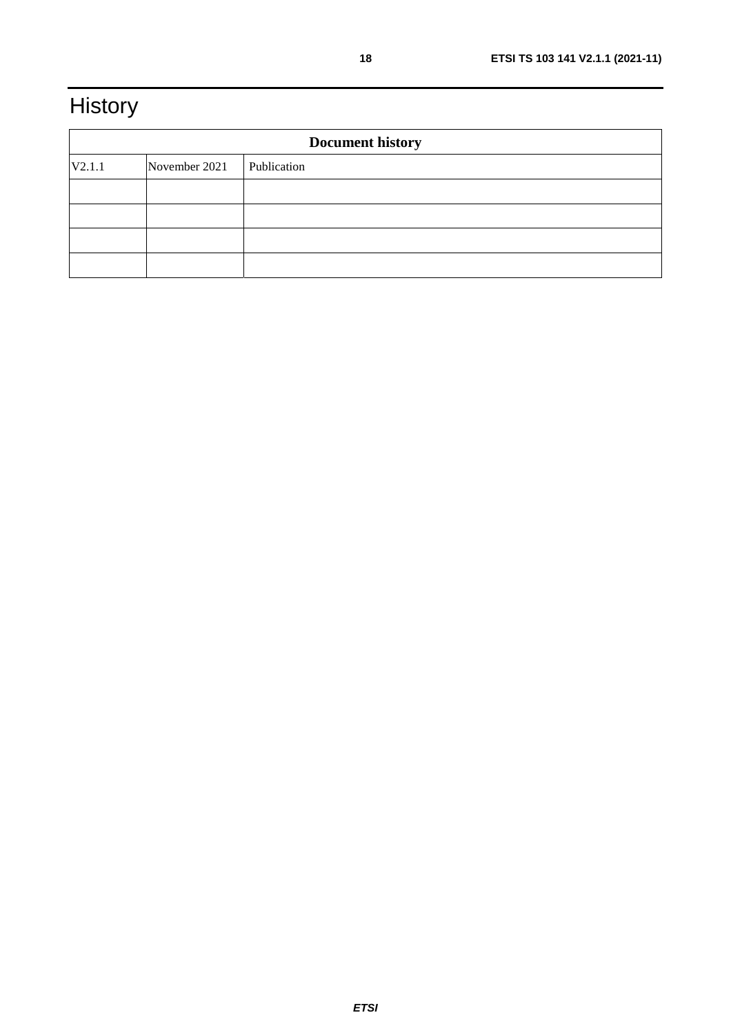# History

| Document history | | |
|---|---|---|
| V2.1.1 | November 2021 | Publication |
| | | |
| | | |
| | | |
| | | |